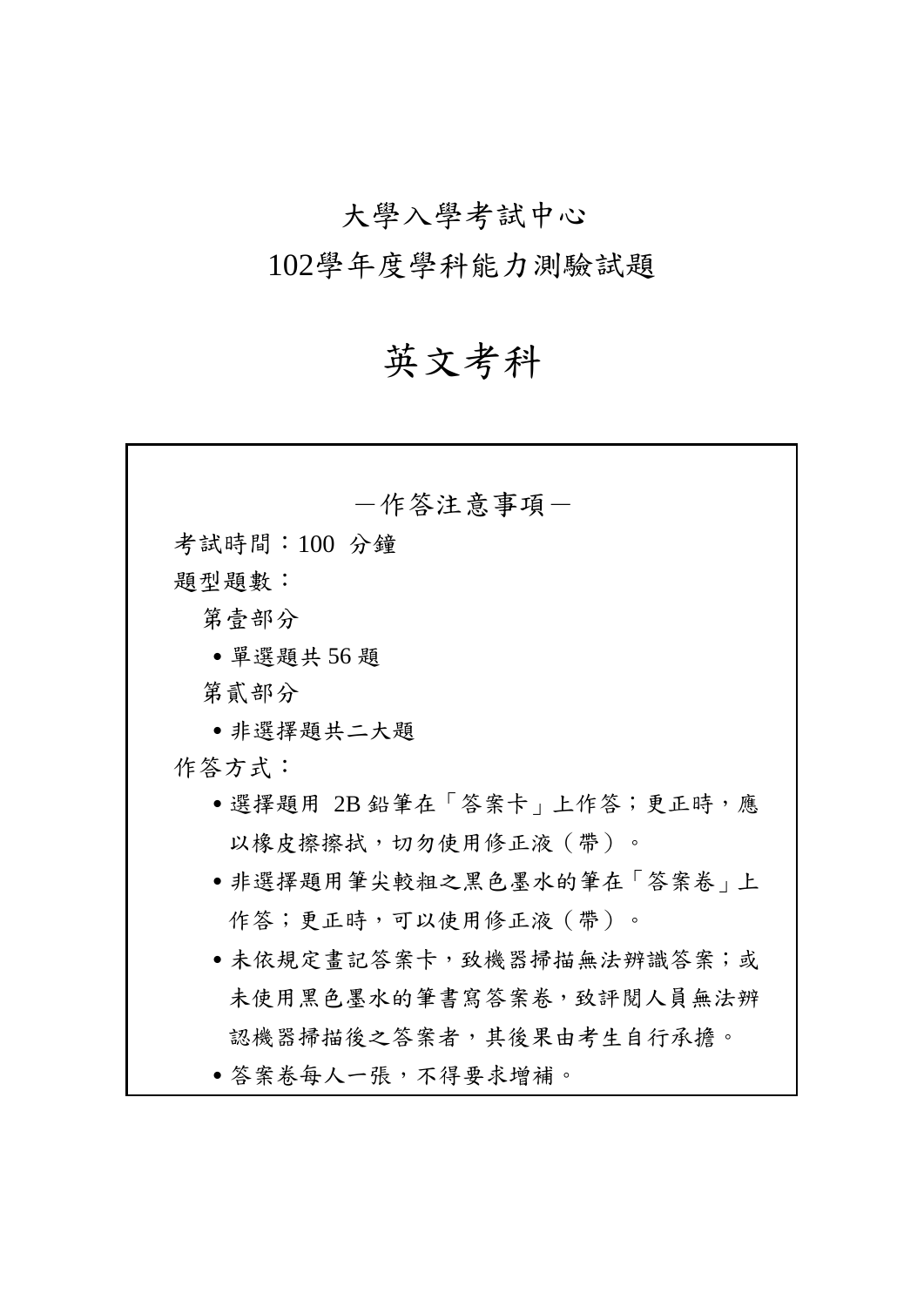# 大學入學考試中心

# 102學年度學科能力測驗試題

# 英文考科

—作答注意事項—

考試時間：100 分鐘

題型題數：

第壹部分

- 單選題共 56 題

第貳部分

- 非選擇題共二大題

作答方式：

- 選擇題用 2B 鉛筆在「答案卡」上作答；更正時，應以橡皮擦擦拭，切勿使用修正液（帶）。
- 非選擇題用筆尖較粗之黑色墨水的筆在「答案卷」上作答；更正時，可以使用修正液（帶）。
- 未依規定畫記答案卡，致機器掃描無法辨識答案；或未使用黑色墨水的筆書寫答案卷，致評閱人員無法辨認機器掃描後之答案者，其後果由考生自行承擔。
- 答案卷每人一張，不得要求增補。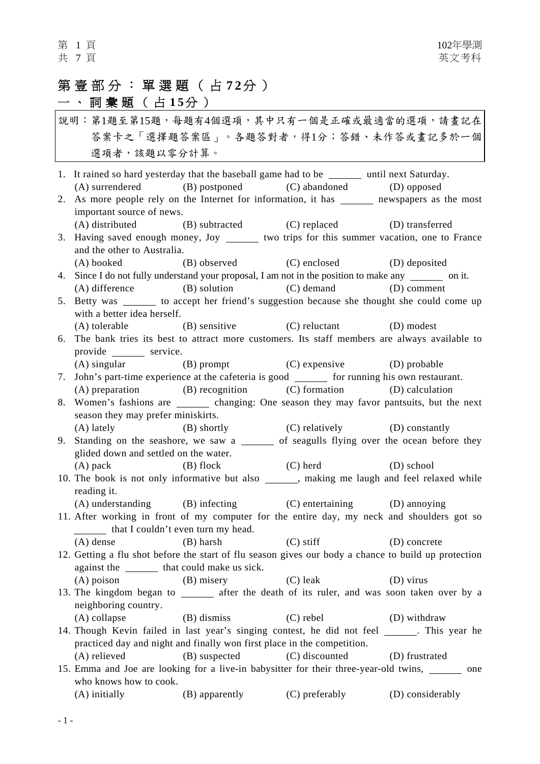# 第壹部分：單選題（占72分）

## 一、詞彙題（占15分）

說明：第1題至第15題，每題有4個選項，其中只有一個是正確或最適當的選項，請畫記在答案卡之「選擇題答案區」。各題答對者，得1分；答錯、未作答或畫記多於一個選項者，該題以零分計算。

1. It rained so hard yesterday that the baseball game had to be ______ until next Saturday.
   (A) surrendered (B) postponed (C) abandoned (D) opposed

2. As more people rely on the Internet for information, it has ______ newspapers as the most important source of news.
   (A) distributed (B) subtracted (C) replaced (D) transferred

3. Having saved enough money, Joy ______ two trips for this summer vacation, one to France and the other to Australia.
   (A) booked (B) observed (C) enclosed (D) deposited

4. Since I do not fully understand your proposal, I am not in the position to make any ______ on it.
   (A) difference (B) solution (C) demand (D) comment

5. Betty was ______ to accept her friend's suggestion because she thought she could come up with a better idea herself.
   (A) tolerable (B) sensitive (C) reluctant (D) modest

6. The bank tries its best to attract more customers. Its staff members are always available to provide ______ service.
   (A) singular (B) prompt (C) expensive (D) probable

7. John's part-time experience at the cafeteria is good ______ for running his own restaurant.
   (A) preparation (B) recognition (C) formation (D) calculation

8. Women's fashions are ______ changing: One season they may favor pantsuits, but the next season they may prefer miniskirts.
   (A) lately (B) shortly (C) relatively (D) constantly

9. Standing on the seashore, we saw a ______ of seagulls flying over the ocean before they glided down and settled on the water.
   (A) pack (B) flock (C) herd (D) school

10. The book is not only informative but also ______, making me laugh and feel relaxed while reading it.
    (A) understanding (B) infecting (C) entertaining (D) annoying

11. After working in front of my computer for the entire day, my neck and shoulders got so ______ that I couldn't even turn my head.
    (A) dense (B) harsh (C) stiff (D) concrete

12. Getting a flu shot before the start of flu season gives our body a chance to build up protection against the ______ that could make us sick.
    (A) poison (B) misery (C) leak (D) virus

13. The kingdom began to ______ after the death of its ruler, and was soon taken over by a neighboring country.
    (A) collapse (B) dismiss (C) rebel (D) withdraw

14. Though Kevin failed in last year's singing contest, he did not feel ______. This year he practiced day and night and finally won first place in the competition.
    (A) relieved (B) suspected (C) discounted (D) frustrated

15. Emma and Joe are looking for a live-in babysitter for their three-year-old twins, ______ one who knows how to cook.
    (A) initially (B) apparently (C) preferably (D) considerably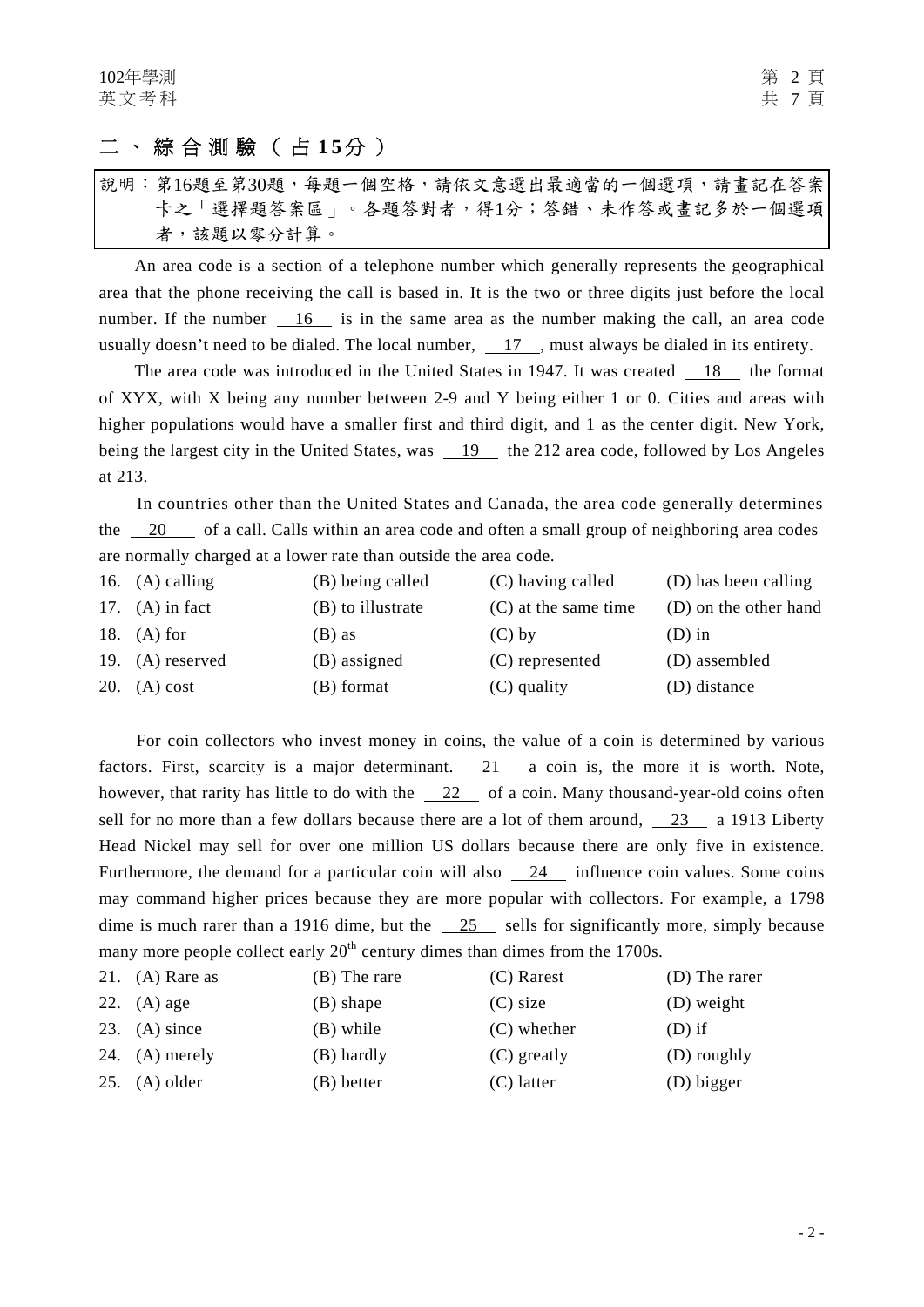## 二、綜合測驗（占15分）

說明：第16題至第30題，每題一個空格，請依文意選出最適當的一個選項，請畫記在答案卡之「選擇題答案區」。各題答對者，得1分；答錯、未作答或畫記多於一個選項者，該題以零分計算。

An area code is a section of a telephone number which generally represents the geographical area that the phone receiving the call is based in. It is the two or three digits just before the local number. If the number __16__ is in the same area as the number making the call, an area code usually doesn't need to be dialed. The local number, __17__, must always be dialed in its entirety.

The area code was introduced in the United States in 1947. It was created __18__ the format of XYX, with X being any number between 2-9 and Y being either 1 or 0. Cities and areas with higher populations would have a smaller first and third digit, and 1 as the center digit. New York, being the largest city in the United States, was __19__ the 212 area code, followed by Los Angeles at 213.

In countries other than the United States and Canada, the area code generally determines the __20__ of a call. Calls within an area code and often a small group of neighboring area codes are normally charged at a lower rate than outside the area code.

16. (A) calling　(B) being called　(C) having called　(D) has been calling
17. (A) in fact　(B) to illustrate　(C) at the same time　(D) on the other hand
18. (A) for　(B) as　(C) by　(D) in
19. (A) reserved　(B) assigned　(C) represented　(D) assembled
20. (A) cost　(B) format　(C) quality　(D) distance

For coin collectors who invest money in coins, the value of a coin is determined by various factors. First, scarcity is a major determinant. __21__ a coin is, the more it is worth. Note, however, that rarity has little to do with the __22__ of a coin. Many thousand-year-old coins often sell for no more than a few dollars because there are a lot of them around, __23__ a 1913 Liberty Head Nickel may sell for over one million US dollars because there are only five in existence. Furthermore, the demand for a particular coin will also __24__ influence coin values. Some coins may command higher prices because they are more popular with collectors. For example, a 1798 dime is much rarer than a 1916 dime, but the __25__ sells for significantly more, simply because many more people collect early 20th century dimes than dimes from the 1700s.

21. (A) Rare as　(B) The rare　(C) Rarest　(D) The rarer
22. (A) age　(B) shape　(C) size　(D) weight
23. (A) since　(B) while　(C) whether　(D) if
24. (A) merely　(B) hardly　(C) greatly　(D) roughly
25. (A) older　(B) better　(C) latter　(D) bigger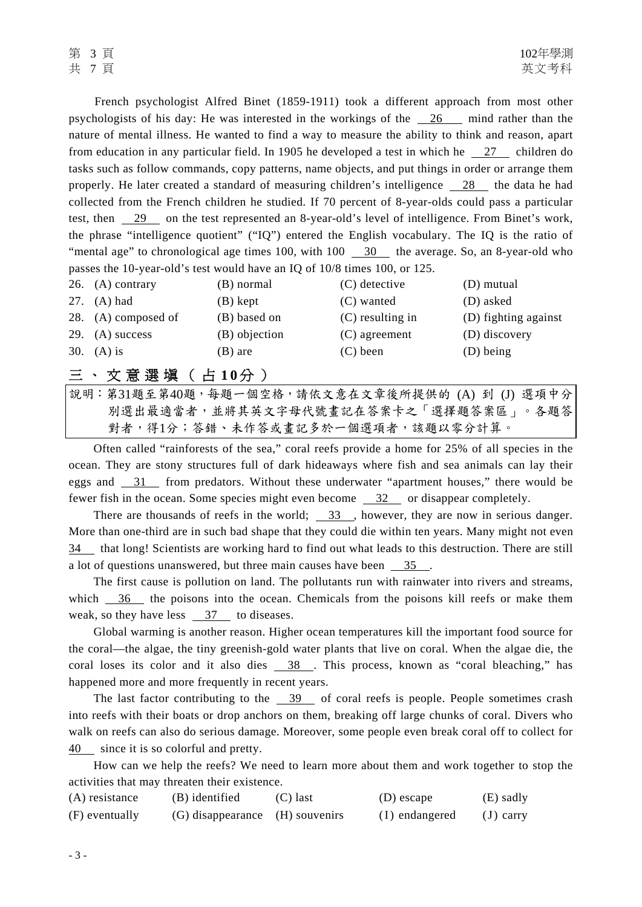French psychologist Alfred Binet (1859-1911) took a different approach from most other psychologists of his day: He was interested in the workings of the __26__ mind rather than the nature of mental illness. He wanted to find a way to measure the ability to think and reason, apart from education in any particular field. In 1905 he developed a test in which he __27__ children do tasks such as follow commands, copy patterns, name objects, and put things in order or arrange them properly. He later created a standard of measuring children's intelligence __28__ the data he had collected from the French children he studied. If 70 percent of 8-year-olds could pass a particular test, then __29__ on the test represented an 8-year-old's level of intelligence. From Binet's work, the phrase "intelligence quotient" ("IQ") entered the English vocabulary. The IQ is the ratio of "mental age" to chronological age times 100, with 100 __30__ the average. So, an 8-year-old who passes the 10-year-old's test would have an IQ of 10/8 times 100, or 125.

| | | | | |
|---|---|---|---|---|
| 26. | (A) contrary | (B) normal | (C) detective | (D) mutual |
| 27. | (A) had | (B) kept | (C) wanted | (D) asked |
| 28. | (A) composed of | (B) based on | (C) resulting in | (D) fighting against |
| 29. | (A) success | (B) objection | (C) agreement | (D) discovery |
| 30. | (A) is | (B) are | (C) been | (D) being |

## 三、文意選填（占10分）

說明：第31題至第40題，每題一個空格，請依文意在文章後所提供的 (A) 到 (J) 選項中分別選出最適當者，並將其英文字母代號畫記在答案卡之「選擇題答案區」。各題答對者，得1分；答錯、未作答或畫記多於一個選項者，該題以零分計算。

Often called "rainforests of the sea," coral reefs provide a home for 25% of all species in the ocean. They are stony structures full of dark hideaways where fish and sea animals can lay their eggs and __31__ from predators. Without these underwater "apartment houses," there would be fewer fish in the ocean. Some species might even become __32__ or disappear completely.

There are thousands of reefs in the world; __33__, however, they are now in serious danger. More than one-third are in such bad shape that they could die within ten years. Many might not even __34__ that long! Scientists are working hard to find out what leads to this destruction. There are still a lot of questions unanswered, but three main causes have been __35__.

The first cause is pollution on land. The pollutants run with rainwater into rivers and streams, which __36__ the poisons into the ocean. Chemicals from the poisons kill reefs or make them weak, so they have less __37__ to diseases.

Global warming is another reason. Higher ocean temperatures kill the important food source for the coral—the algae, the tiny greenish-gold water plants that live on coral. When the algae die, the coral loses its color and it also dies __38__. This process, known as "coral bleaching," has happened more and more frequently in recent years.

The last factor contributing to the __39__ of coral reefs is people. People sometimes crash into reefs with their boats or drop anchors on them, breaking off large chunks of coral. Divers who walk on reefs can also do serious damage. Moreover, some people even break coral off to collect for __40__ since it is so colorful and pretty.

How can we help the reefs? We need to learn more about them and work together to stop the activities that may threaten their existence.

| | | | | |
|---|---|---|---|---|
| (A) resistance | (B) identified | (C) last | (D) escape | (E) sadly |
| (F) eventually | (G) disappearance | (H) souvenirs | (I) endangered | (J) carry |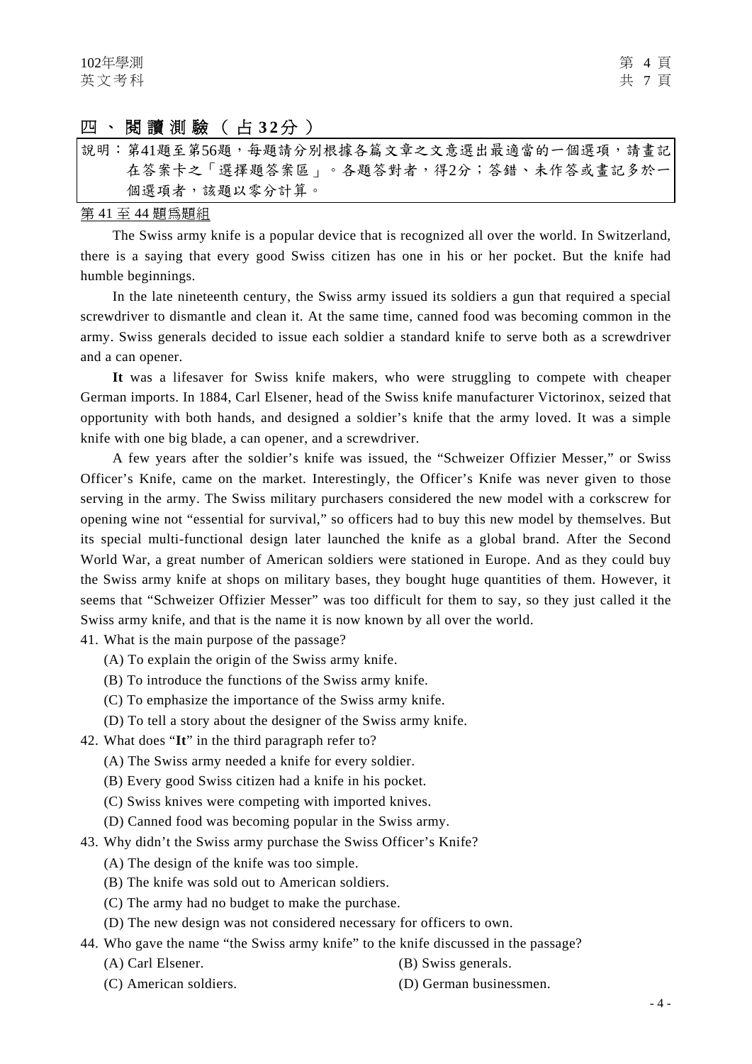## 四、閱讀測驗（占32分）

說明：第41題至第56題，每題請分別根據各篇文章之文意選出最適當的一個選項，請畫記在答案卡之「選擇題答案區」。各題答對者，得2分；答錯、未作答或畫記多於一個選項者，該題以零分計算。

第 41 至 44 題為題組

The Swiss army knife is a popular device that is recognized all over the world. In Switzerland, there is a saying that every good Swiss citizen has one in his or her pocket. But the knife had humble beginnings.

In the late nineteenth century, the Swiss army issued its soldiers a gun that required a special screwdriver to dismantle and clean it. At the same time, canned food was becoming common in the army. Swiss generals decided to issue each soldier a standard knife to serve both as a screwdriver and a can opener.

**It** was a lifesaver for Swiss knife makers, who were struggling to compete with cheaper German imports. In 1884, Carl Elsener, head of the Swiss knife manufacturer Victorinox, seized that opportunity with both hands, and designed a soldier's knife that the army loved. It was a simple knife with one big blade, a can opener, and a screwdriver.

A few years after the soldier's knife was issued, the "Schweizer Offizier Messer," or Swiss Officer's Knife, came on the market. Interestingly, the Officer's Knife was never given to those serving in the army. The Swiss military purchasers considered the new model with a corkscrew for opening wine not "essential for survival," so officers had to buy this new model by themselves. But its special multi-functional design later launched the knife as a global brand. After the Second World War, a great number of American soldiers were stationed in Europe. And as they could buy the Swiss army knife at shops on military bases, they bought huge quantities of them. However, it seems that "Schweizer Offizier Messer" was too difficult for them to say, so they just called it the Swiss army knife, and that is the name it is now known by all over the world.

41. What is the main purpose of the passage?
    (A) To explain the origin of the Swiss army knife.
    (B) To introduce the functions of the Swiss army knife.
    (C) To emphasize the importance of the Swiss army knife.
    (D) To tell a story about the designer of the Swiss army knife.

42. What does "**It**" in the third paragraph refer to?
    (A) The Swiss army needed a knife for every soldier.
    (B) Every good Swiss citizen had a knife in his pocket.
    (C) Swiss knives were competing with imported knives.
    (D) Canned food was becoming popular in the Swiss army.

43. Why didn't the Swiss army purchase the Swiss Officer's Knife?
    (A) The design of the knife was too simple.
    (B) The knife was sold out to American soldiers.
    (C) The army had no budget to make the purchase.
    (D) The new design was not considered necessary for officers to own.

44. Who gave the name "the Swiss army knife" to the knife discussed in the passage?
    (A) Carl Elsener.
    (B) Swiss generals.
    (C) American soldiers.
    (D) German businessmen.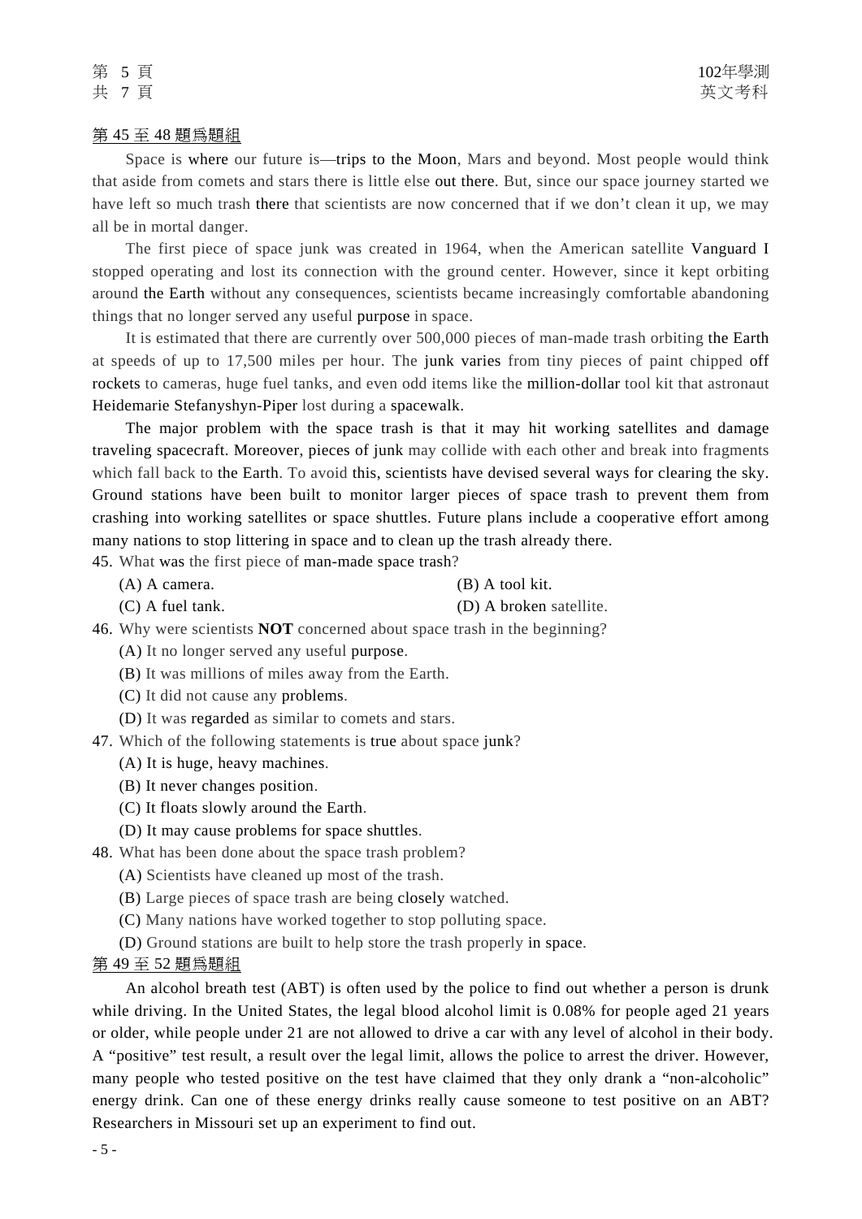第 45 至 48 題爲題組

Space is where our future is—trips to the Moon, Mars and beyond. Most people would think that aside from comets and stars there is little else out there. But, since our space journey started we have left so much trash there that scientists are now concerned that if we don't clean it up, we may all be in mortal danger.

The first piece of space junk was created in 1964, when the American satellite Vanguard I stopped operating and lost its connection with the ground center. However, since it kept orbiting around the Earth without any consequences, scientists became increasingly comfortable abandoning things that no longer served any useful purpose in space.

It is estimated that there are currently over 500,000 pieces of man-made trash orbiting the Earth at speeds of up to 17,500 miles per hour. The junk varies from tiny pieces of paint chipped off rockets to cameras, huge fuel tanks, and even odd items like the million-dollar tool kit that astronaut Heidemarie Stefanyshyn-Piper lost during a spacewalk.

The major problem with the space trash is that it may hit working satellites and damage traveling spacecraft. Moreover, pieces of junk may collide with each other and break into fragments which fall back to the Earth. To avoid this, scientists have devised several ways for clearing the sky. Ground stations have been built to monitor larger pieces of space trash to prevent them from crashing into working satellites or space shuttles. Future plans include a cooperative effort among many nations to stop littering in space and to clean up the trash already there.

45. What was the first piece of man-made space trash?
    (A) A camera.
    (B) A tool kit.
    (C) A fuel tank.
    (D) A broken satellite.

46. Why were scientists **NOT** concerned about space trash in the beginning?
    (A) It no longer served any useful purpose.
    (B) It was millions of miles away from the Earth.
    (C) It did not cause any problems.
    (D) It was regarded as similar to comets and stars.

47. Which of the following statements is true about space junk?
    (A) It is huge, heavy machines.
    (B) It never changes position.
    (C) It floats slowly around the Earth.
    (D) It may cause problems for space shuttles.

48. What has been done about the space trash problem?
    (A) Scientists have cleaned up most of the trash.
    (B) Large pieces of space trash are being closely watched.
    (C) Many nations have worked together to stop polluting space.
    (D) Ground stations are built to help store the trash properly in space.

第 49 至 52 題爲題組

An alcohol breath test (ABT) is often used by the police to find out whether a person is drunk while driving. In the United States, the legal blood alcohol limit is 0.08% for people aged 21 years or older, while people under 21 are not allowed to drive a car with any level of alcohol in their body. A "positive" test result, a result over the legal limit, allows the police to arrest the driver. However, many people who tested positive on the test have claimed that they only drank a "non-alcoholic" energy drink. Can one of these energy drinks really cause someone to test positive on an ABT? Researchers in Missouri set up an experiment to find out.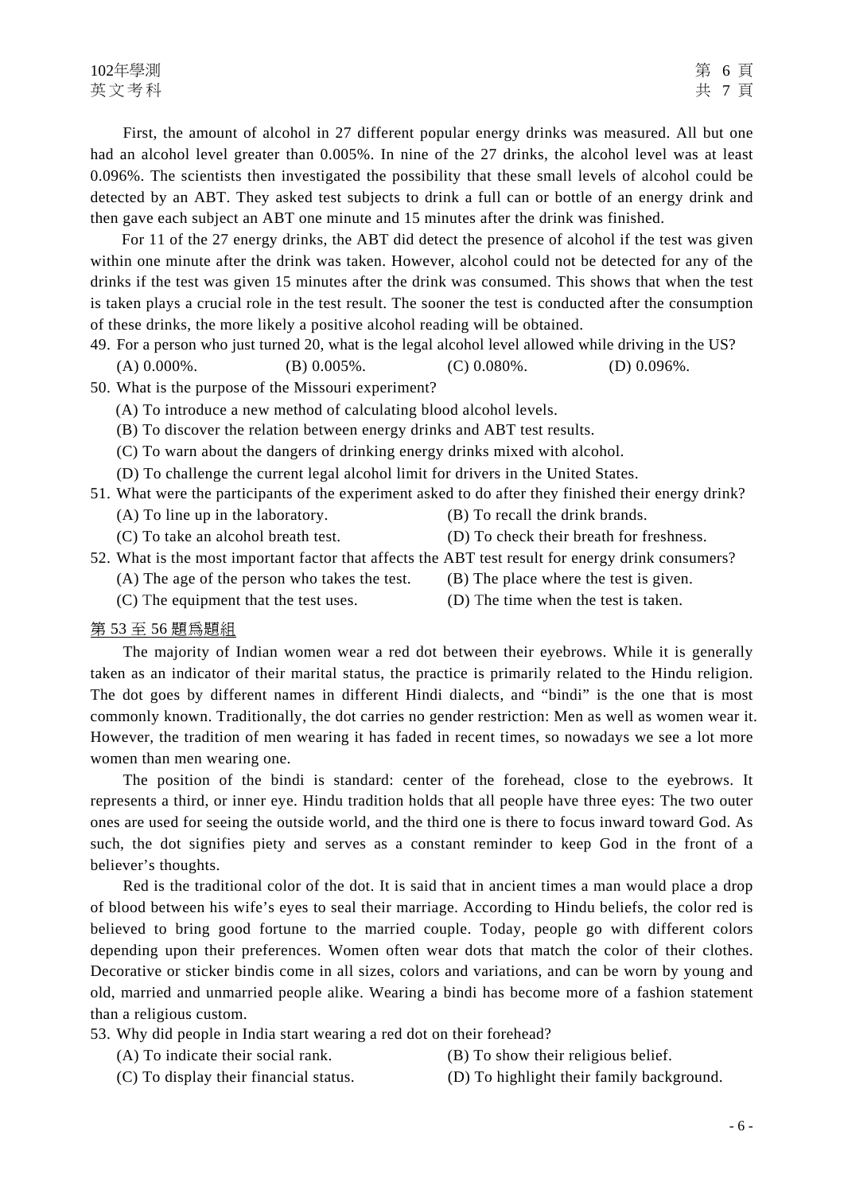First, the amount of alcohol in 27 different popular energy drinks was measured. All but one had an alcohol level greater than 0.005%. In nine of the 27 drinks, the alcohol level was at least 0.096%. The scientists then investigated the possibility that these small levels of alcohol could be detected by an ABT. They asked test subjects to drink a full can or bottle of an energy drink and then gave each subject an ABT one minute and 15 minutes after the drink was finished.

For 11 of the 27 energy drinks, the ABT did detect the presence of alcohol if the test was given within one minute after the drink was taken. However, alcohol could not be detected for any of the drinks if the test was given 15 minutes after the drink was consumed. This shows that when the test is taken plays a crucial role in the test result. The sooner the test is conducted after the consumption of these drinks, the more likely a positive alcohol reading will be obtained.

49. For a person who just turned 20, what is the legal alcohol level allowed while driving in the US?
    (A) 0.000%. (B) 0.005%. (C) 0.080%. (D) 0.096%.

50. What is the purpose of the Missouri experiment?
    (A) To introduce a new method of calculating blood alcohol levels.
    (B) To discover the relation between energy drinks and ABT test results.
    (C) To warn about the dangers of drinking energy drinks mixed with alcohol.
    (D) To challenge the current legal alcohol limit for drivers in the United States.

51. What were the participants of the experiment asked to do after they finished their energy drink?
    (A) To line up in the laboratory. (B) To recall the drink brands.
    (C) To take an alcohol breath test. (D) To check their breath for freshness.

52. What is the most important factor that affects the ABT test result for energy drink consumers?
    (A) The age of the person who takes the test. (B) The place where the test is given.
    (C) The equipment that the test uses. (D) The time when the test is taken.

第 53 至 56 題為題組

The majority of Indian women wear a red dot between their eyebrows. While it is generally taken as an indicator of their marital status, the practice is primarily related to the Hindu religion. The dot goes by different names in different Hindi dialects, and "bindi" is the one that is most commonly known. Traditionally, the dot carries no gender restriction: Men as well as women wear it. However, the tradition of men wearing it has faded in recent times, so nowadays we see a lot more women than men wearing one.

The position of the bindi is standard: center of the forehead, close to the eyebrows. It represents a third, or inner eye. Hindu tradition holds that all people have three eyes: The two outer ones are used for seeing the outside world, and the third one is there to focus inward toward God. As such, the dot signifies piety and serves as a constant reminder to keep God in the front of a believer's thoughts.

Red is the traditional color of the dot. It is said that in ancient times a man would place a drop of blood between his wife's eyes to seal their marriage. According to Hindu beliefs, the color red is believed to bring good fortune to the married couple. Today, people go with different colors depending upon their preferences. Women often wear dots that match the color of their clothes. Decorative or sticker bindis come in all sizes, colors and variations, and can be worn by young and old, married and unmarried people alike. Wearing a bindi has become more of a fashion statement than a religious custom.

53. Why did people in India start wearing a red dot on their forehead?
    (A) To indicate their social rank. (B) To show their religious belief.
    (C) To display their financial status. (D) To highlight their family background.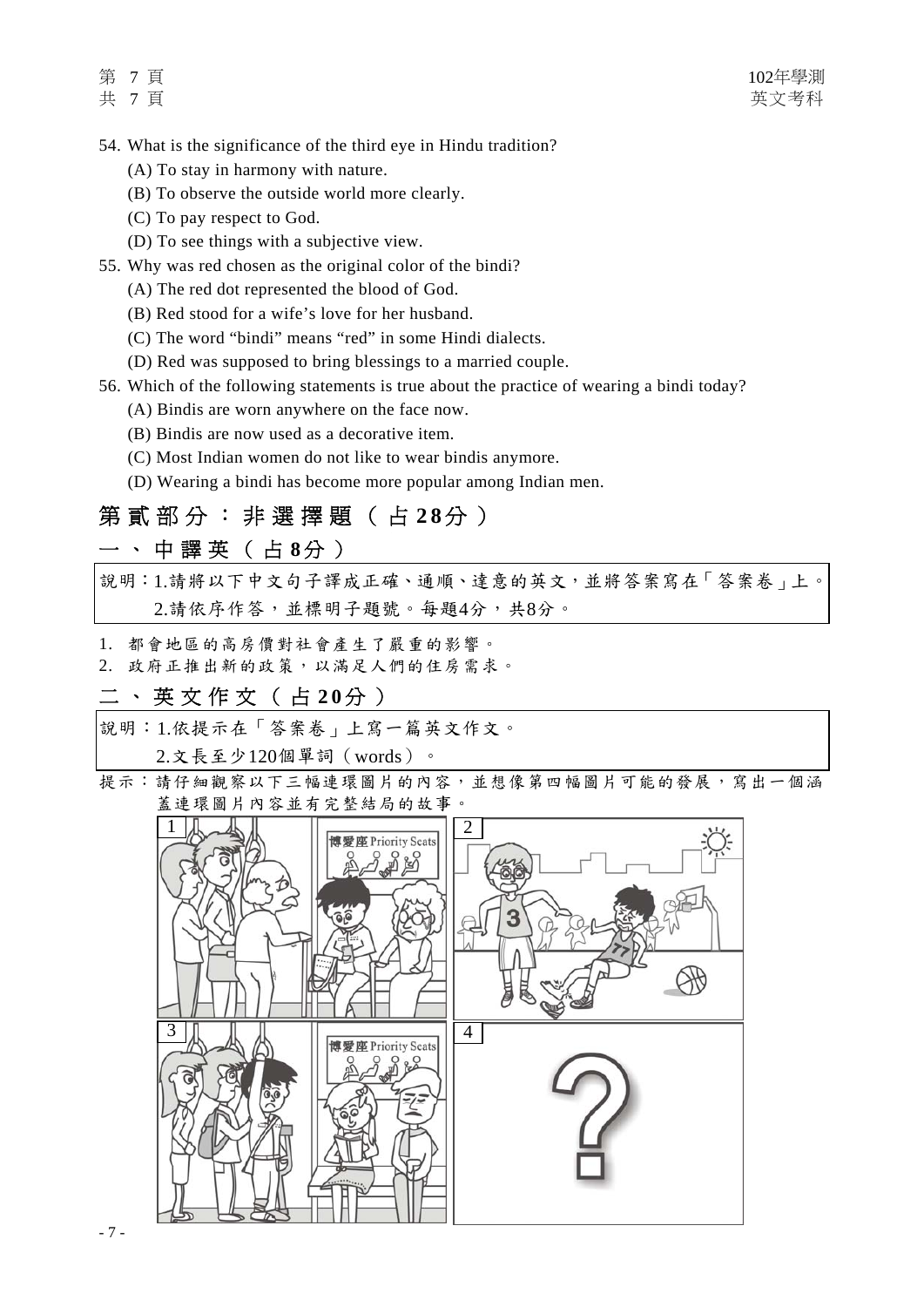54. What is the significance of the third eye in Hindu tradition?
    (A) To stay in harmony with nature.
    (B) To observe the outside world more clearly.
    (C) To pay respect to God.
    (D) To see things with a subjective view.

55. Why was red chosen as the original color of the bindi?
    (A) The red dot represented the blood of God.
    (B) Red stood for a wife's love for her husband.
    (C) The word "bindi" means "red" in some Hindi dialects.
    (D) Red was supposed to bring blessings to a married couple.

56. Which of the following statements is true about the practice of wearing a bindi today?
    (A) Bindis are worn anywhere on the face now.
    (B) Bindis are now used as a decorative item.
    (C) Most Indian women do not like to wear bindis anymore.
    (D) Wearing a bindi has become more popular among Indian men.

# 第貳部分：非選擇題（占28分）

## 一、中譯英（占8分）

說明：1.請將以下中文句子譯成正確、通順、達意的英文，並將答案寫在「答案卷」上。
　　　2.請依序作答，並標明子題號。每題4分，共8分。

1. 都會地區的高房價對社會產生了嚴重的影響。
2. 政府正推出新的政策，以滿足人們的住房需求。

## 二、英文作文（占20分）

說明：1.依提示在「答案卷」上寫一篇英文作文。
　　　2.文長至少120個單詞（words）。

提示：請仔細觀察以下三幅連環圖片的內容，並想像第四幅圖片可能的發展，寫出一個涵蓋連環圖片內容並有完整結局的故事。

1
博愛座 Priority Seats

2

3
博愛座 Priority Seats

4